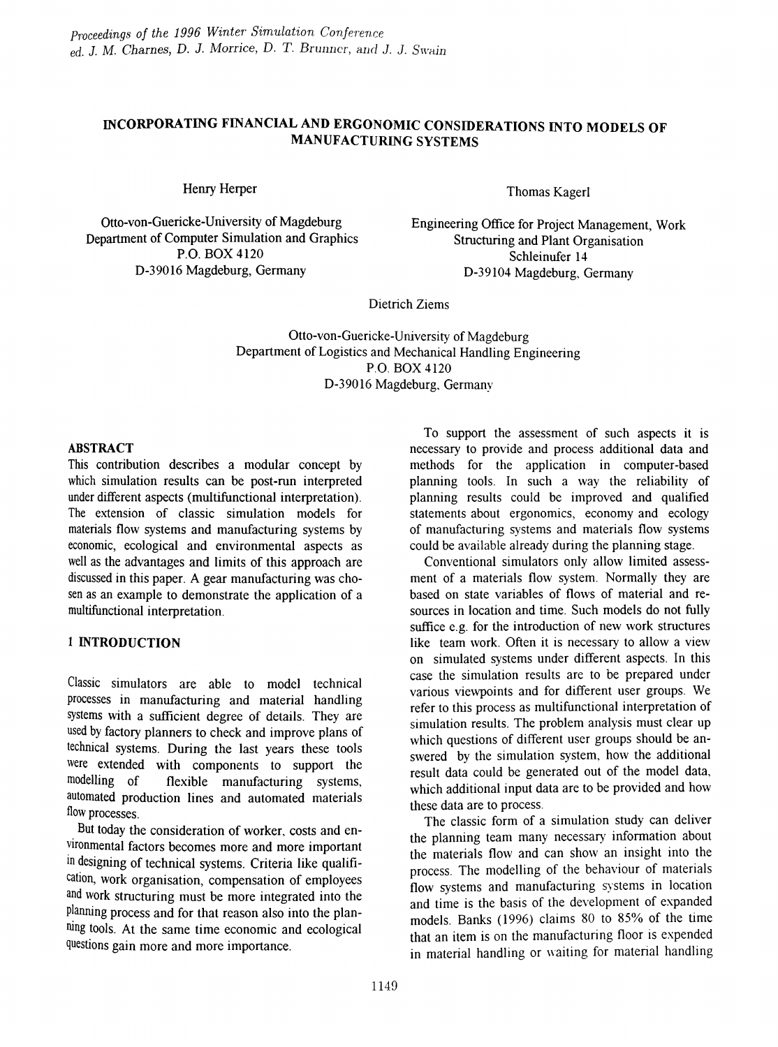# INCORPORATING FINANCIAL AND ERGONOMIC CONSIDERATIONS INTO MODELS OF MANUFACTURING SYSTEMS

Henry Herper

Otto-von-Guericke-University of Magdeburg
Department of Computer Simulation and Graphics
P.O. BOX 4120
D-39016 Magdeburg, Germany

Thomas Kagerl

Engineering Office for Project Management, Work Structuring and Plant Organisation
Schleinufer 14
D-39104 Magdeburg, Germany

Dietrich Ziems

Otto-von-Guericke-University of Magdeburg
Department of Logistics and Mechanical Handling Engineering
P.O. BOX 4120
D-39016 Magdeburg, Germany

## ABSTRACT

This contribution describes a modular concept by which simulation results can be post-run interpreted under different aspects (multifunctional interpretation). The extension of classic simulation models for materials flow systems and manufacturing systems by economic, ecological and environmental aspects as well as the advantages and limits of this approach are discussed in this paper. A gear manufacturing was chosen as an example to demonstrate the application of a multifunctional interpretation.

## 1 INTRODUCTION

Classic simulators are able to model technical processes in manufacturing and material handling systems with a sufficient degree of details. They are used by factory planners to check and improve plans of technical systems. During the last years these tools were extended with components to support the modelling of flexible manufacturing systems, automated production lines and automated materials flow processes.

But today the consideration of worker, costs and environmental factors becomes more and more important in designing of technical systems. Criteria like qualification, work organisation, compensation of employees and work structuring must be more integrated into the planning process and for that reason also into the planning tools. At the same time economic and ecological questions gain more and more importance.

To support the assessment of such aspects it is necessary to provide and process additional data and methods for the application in computer-based planning tools. In such a way the reliability of planning results could be improved and qualified statements about ergonomics, economy and ecology of manufacturing systems and materials flow systems could be available already during the planning stage.

Conventional simulators only allow limited assessment of a materials flow system. Normally they are based on state variables of flows of material and resources in location and time. Such models do not fully suffice e.g. for the introduction of new work structures like team work. Often it is necessary to allow a view on simulated systems under different aspects. In this case the simulation results are to be prepared under various viewpoints and for different user groups. We refer to this process as multifunctional interpretation of simulation results. The problem analysis must clear up which questions of different user groups should be answered by the simulation system, how the additional result data could be generated out of the model data, which additional input data are to be provided and how these data are to process.

The classic form of a simulation study can deliver the planning team many necessary information about the materials flow and can show an insight into the process. The modelling of the behaviour of materials flow systems and manufacturing systems in location and time is the basis of the development of expanded models. Banks (1996) claims 80 to 85% of the time that an item is on the manufacturing floor is expended in material handling or waiting for material handling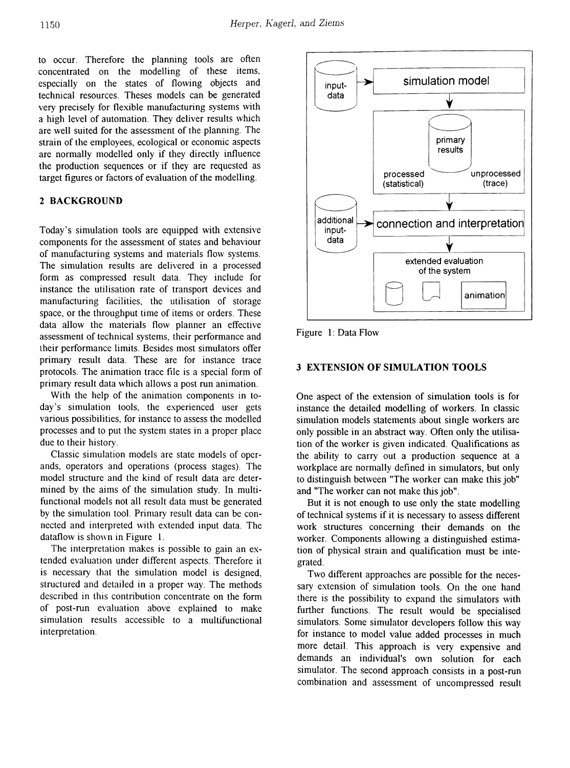to occur. Therefore the planning tools are often concentrated on the modelling of these items, especially on the states of flowing objects and technical resources. Theses models can be generated very precisely for flexible manufacturing systems with a high level of automation. They deliver results which are well suited for the assessment of the planning. The strain of the employees, ecological or economic aspects are normally modelled only if they directly influence the production sequences or if they are requested as target figures or factors of evaluation of the modelling.

## 2 BACKGROUND

Today's simulation tools are equipped with extensive components for the assessment of states and behaviour of manufacturing systems and materials flow systems. The simulation results are delivered in a processed form as compressed result data. They include for instance the utilisation rate of transport devices and manufacturing facilities, the utilisation of storage space, or the throughput time of items or orders. These data allow the materials flow planner an effective assessment of technical systems, their performance and their performance limits. Besides most simulators offer primary result data. These are for instance trace protocols. The animation trace file is a special form of primary result data which allows a post run animation.

With the help of the animation components in today's simulation tools, the experienced user gets various possibilities, for instance to assess the modelled processes and to put the system states in a proper place due to their history.

Classic simulation models are state models of operands, operators and operations (process stages). The model structure and the kind of result data are determined by the aims of the simulation study. In multi-functional models not all result data must be generated by the simulation tool. Primary result data can be connected and interpreted with extended input data. The dataflow is shown in Figure 1.

The interpretation makes is possible to gain an extended evaluation under different aspects. Therefore it is necessary that the simulation model is designed, structured and detailed in a proper way. The methods described in this contribution concentrate on the form of post-run evaluation above explained to make simulation results accessible to a multifunctional interpretation.

input-data → simulation model → primary results (processed (statistical) / unprocessed (trace)) → additional input-data → connection and interpretation → extended evaluation of the system (animation)

Figure 1: Data Flow

## 3 EXTENSION OF SIMULATION TOOLS

One aspect of the extension of simulation tools is for instance the detailed modelling of workers. In classic simulation models statements about single workers are only possible in an abstract way. Often only the utilisation of the worker is given indicated. Qualifications as the ability to carry out a production sequence at a workplace are normally defined in simulators, but only to distinguish between "The worker can make this job" and "The worker can not make this job".

But it is not enough to use only the state modelling of technical systems if it is necessary to assess different work structures concerning their demands on the worker. Components allowing a distinguished estimation of physical strain and qualification must be integrated.

Two different approaches are possible for the necessary extension of simulation tools. On the one hand there is the possibility to expand the simulators with further functions. The result would be specialised simulators. Some simulator developers follow this way for instance to model value added processes in much more detail. This approach is very expensive and demands an individual's own solution for each simulator. The second approach consists in a post-run combination and assessment of uncompressed result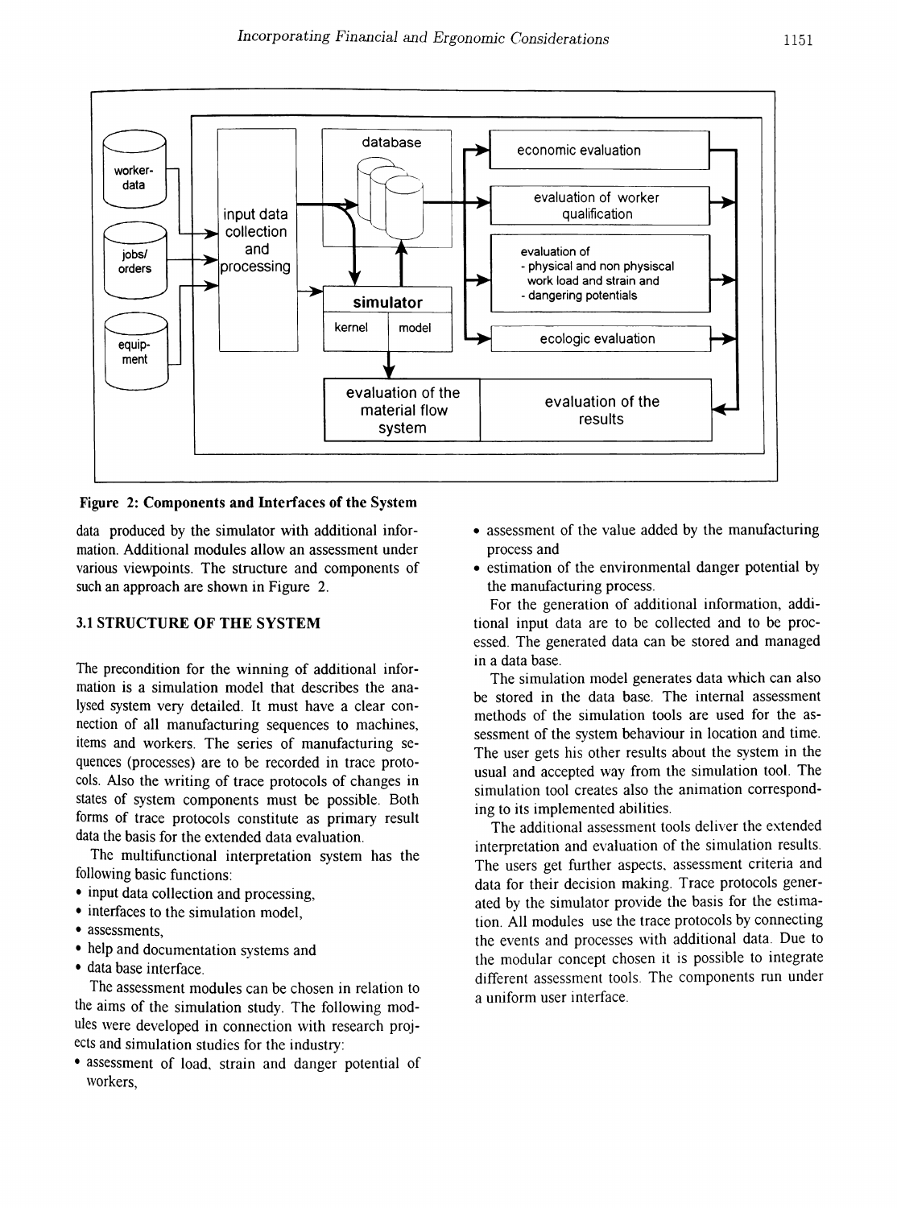Figure 2: Components and Interfaces of the System

data produced by the simulator with additional information. Additional modules allow an assessment under various viewpoints. The structure and components of such an approach are shown in Figure 2.

### 3.1 STRUCTURE OF THE SYSTEM

The precondition for the winning of additional information is a simulation model that describes the analysed system very detailed. It must have a clear connection of all manufacturing sequences to machines, items and workers. The series of manufacturing sequences (processes) are to be recorded in trace protocols. Also the writing of trace protocols of changes in states of system components must be possible. Both forms of trace protocols constitute as primary result data the basis for the extended data evaluation.

The multifunctional interpretation system has the following basic functions:

- input data collection and processing,
- interfaces to the simulation model,
- assessments,
- help and documentation systems and
- data base interface.

The assessment modules can be chosen in relation to the aims of the simulation study. The following modules were developed in connection with research projects and simulation studies for the industry:

- assessment of load, strain and danger potential of workers,
- assessment of the value added by the manufacturing process and
- estimation of the environmental danger potential by the manufacturing process.

For the generation of additional information, additional input data are to be collected and to be processed. The generated data can be stored and managed in a data base.

The simulation model generates data which can also be stored in the data base. The internal assessment methods of the simulation tools are used for the assessment of the system behaviour in location and time. The user gets his other results about the system in the usual and accepted way from the simulation tool. The simulation tool creates also the animation corresponding to its implemented abilities.

The additional assessment tools deliver the extended interpretation and evaluation of the simulation results. The users get further aspects, assessment criteria and data for their decision making. Trace protocols generated by the simulator provide the basis for the estimation. All modules use the trace protocols by connecting the events and processes with additional data. Due to the modular concept chosen it is possible to integrate different assessment tools. The components run under a uniform user interface.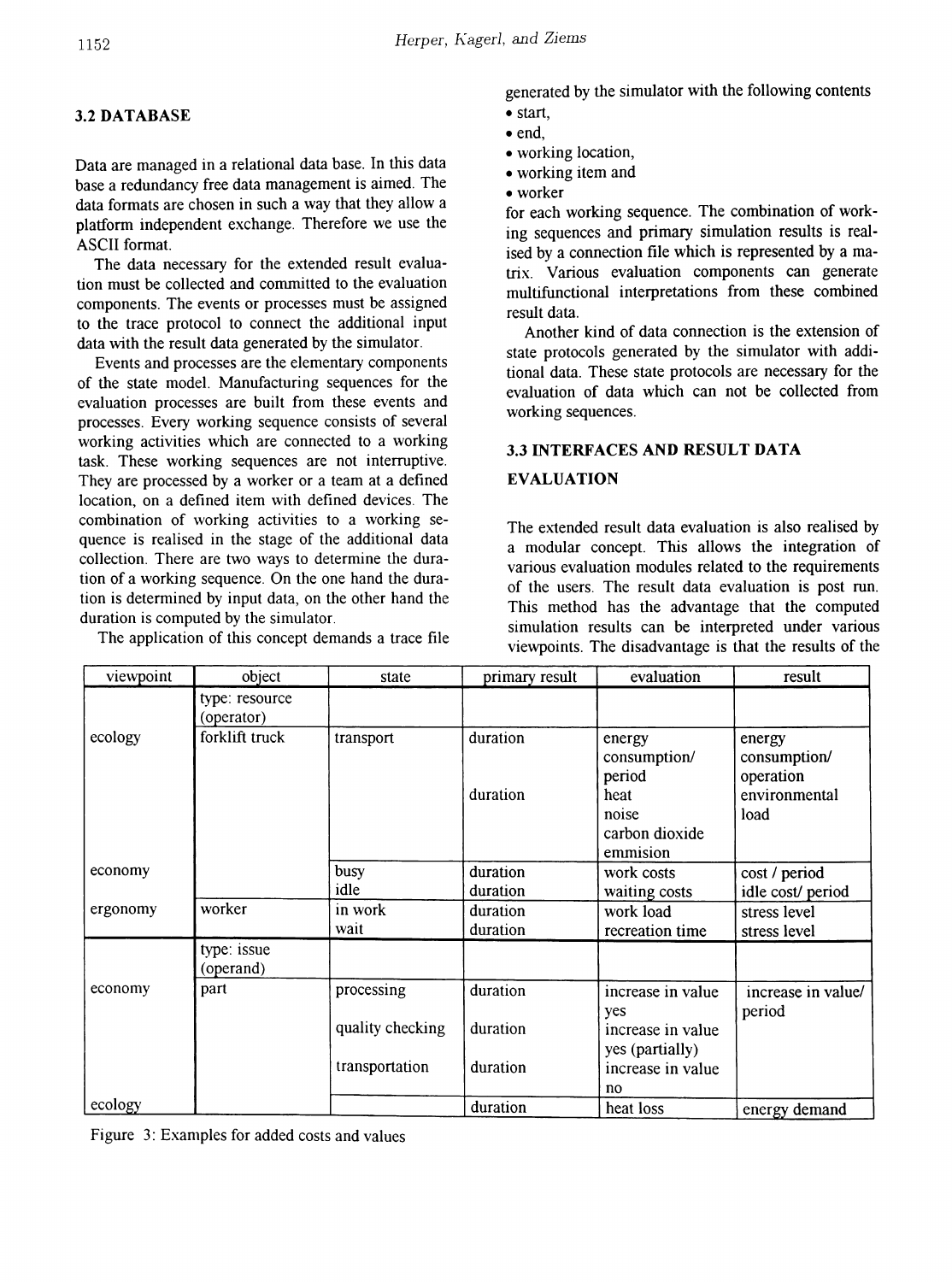## 3.2 DATABASE

Data are managed in a relational data base. In this data base a redundancy free data management is aimed. The data formats are chosen in such a way that they allow a platform independent exchange. Therefore we use the ASCII format.

The data necessary for the extended result evaluation must be collected and committed to the evaluation components. The events or processes must be assigned to the trace protocol to connect the additional input data with the result data generated by the simulator.

Events and processes are the elementary components of the state model. Manufacturing sequences for the evaluation processes are built from these events and processes. Every working sequence consists of several working activities which are connected to a working task. These working sequences are not interruptive. They are processed by a worker or a team at a defined location, on a defined item with defined devices. The combination of working activities to a working sequence is realised in the stage of the additional data collection. There are two ways to determine the duration of a working sequence. On the one hand the duration is determined by input data, on the other hand the duration is computed by the simulator.

The application of this concept demands a trace file generated by the simulator with the following contents

- start,
- end,
- working location,
- working item and
- worker

for each working sequence. The combination of working sequences and primary simulation results is realised by a connection file which is represented by a matrix. Various evaluation components can generate multifunctional interpretations from these combined result data.

Another kind of data connection is the extension of state protocols generated by the simulator with additional data. These state protocols are necessary for the evaluation of data which can not be collected from working sequences.

## 3.3 INTERFACES AND RESULT DATA EVALUATION

The extended result data evaluation is also realised by a modular concept. This allows the integration of various evaluation modules related to the requirements of the users. The result data evaluation is post run. This method has the advantage that the computed simulation results can be interpreted under various viewpoints. The disadvantage is that the results of the

| viewpoint | object | state | primary result | evaluation | result |
|---|---|---|---|---|---|
| | type: resource (operator) | | | | |
| ecology | forklift truck | transport | duration | energy consumption/ period | energy consumption/ operation |
| | | | duration | heat<br>noise<br>carbon dioxide emmision | environmental load |
| economy | | busy | duration | work costs | cost / period |
| | | idle | duration | waiting costs | idle cost/ period |
| ergonomy | worker | in work | duration | work load | stress level |
| | | wait | duration | recreation time | stress level |
| | type: issue (operand) | | | | |
| economy | part | processing | duration | increase in value<br>yes | increase in value/ period |
| | | quality checking | duration | increase in value<br>yes (partially) | |
| | | transportation | duration | increase in value<br>no | |
| ecology | | | duration | heat loss | energy demand |

Figure 3: Examples for added costs and values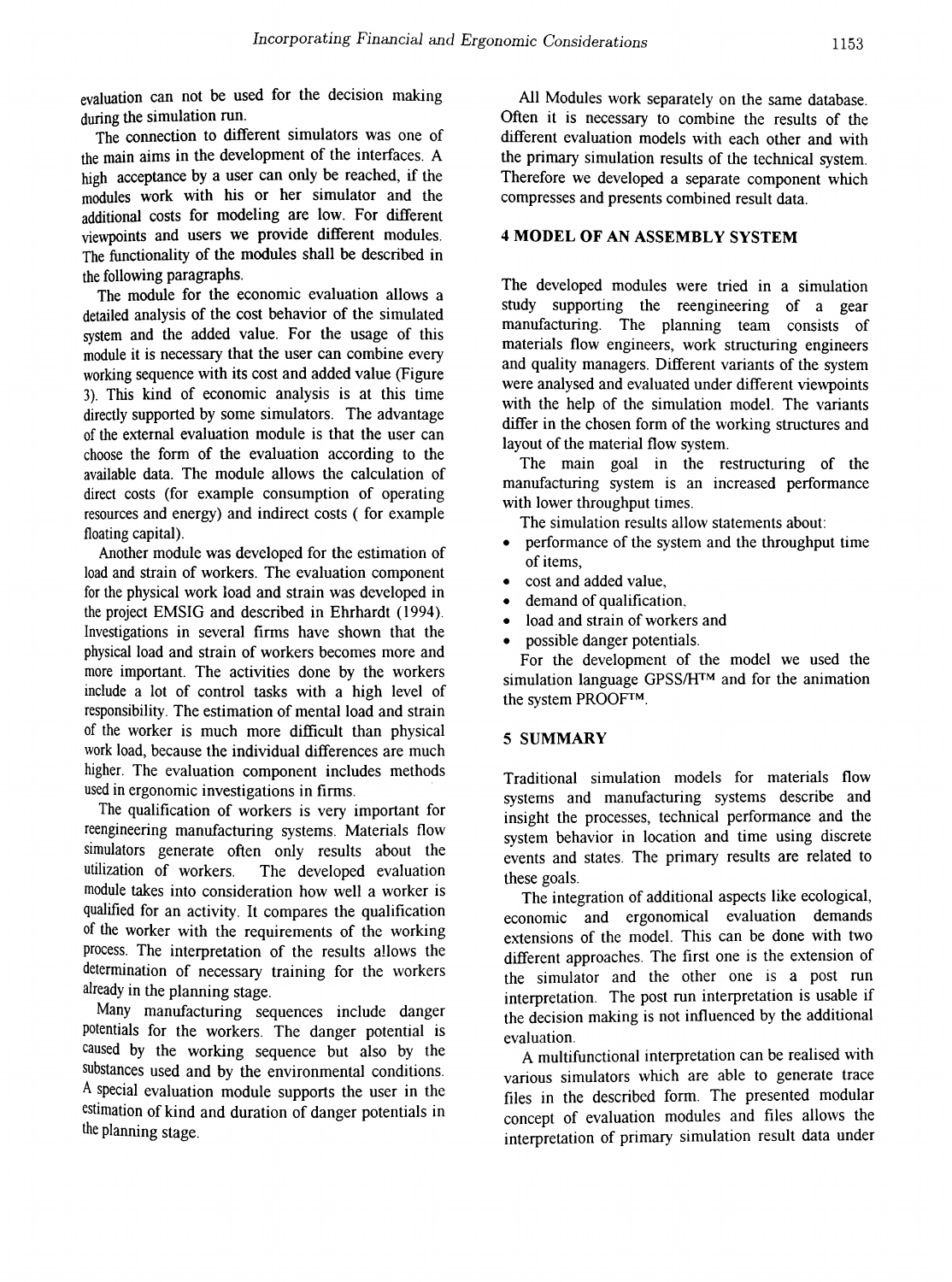evaluation can not be used for the decision making during the simulation run.

The connection to different simulators was one of the main aims in the development of the interfaces. A high acceptance by a user can only be reached, if the modules work with his or her simulator and the additional costs for modeling are low. For different viewpoints and users we provide different modules. The functionality of the modules shall be described in the following paragraphs.

The module for the economic evaluation allows a detailed analysis of the cost behavior of the simulated system and the added value. For the usage of this module it is necessary that the user can combine every working sequence with its cost and added value (Figure 3). This kind of economic analysis is at this time directly supported by some simulators. The advantage of the external evaluation module is that the user can choose the form of the evaluation according to the available data. The module allows the calculation of direct costs (for example consumption of operating resources and energy) and indirect costs ( for example floating capital).

Another module was developed for the estimation of load and strain of workers. The evaluation component for the physical work load and strain was developed in the project EMSIG and described in Ehrhardt (1994). Investigations in several firms have shown that the physical load and strain of workers becomes more and more important. The activities done by the workers include a lot of control tasks with a high level of responsibility. The estimation of mental load and strain of the worker is much more difficult than physical work load, because the individual differences are much higher. The evaluation component includes methods used in ergonomic investigations in firms.

The qualification of workers is very important for reengineering manufacturing systems. Materials flow simulators generate often only results about the utilization of workers. The developed evaluation module takes into consideration how well a worker is qualified for an activity. It compares the qualification of the worker with the requirements of the working process. The interpretation of the results allows the determination of necessary training for the workers already in the planning stage.

Many manufacturing sequences include danger potentials for the workers. The danger potential is caused by the working sequence but also by the substances used and by the environmental conditions. A special evaluation module supports the user in the estimation of kind and duration of danger potentials in the planning stage.

All Modules work separately on the same database. Often it is necessary to combine the results of the different evaluation models with each other and with the primary simulation results of the technical system. Therefore we developed a separate component which compresses and presents combined result data.

## 4 MODEL OF AN ASSEMBLY SYSTEM

The developed modules were tried in a simulation study supporting the reengineering of a gear manufacturing. The planning team consists of materials flow engineers, work structuring engineers and quality managers. Different variants of the system were analysed and evaluated under different viewpoints with the help of the simulation model. The variants differ in the chosen form of the working structures and layout of the material flow system.

The main goal in the restructuring of the manufacturing system is an increased performance with lower throughput times.

The simulation results allow statements about:

- performance of the system and the throughput time of items,
- cost and added value,
- demand of qualification,
- load and strain of workers and
- possible danger potentials.

For the development of the model we used the simulation language GPSS/H™ and for the animation the system PROOF™.

## 5 SUMMARY

Traditional simulation models for materials flow systems and manufacturing systems describe and insight the processes, technical performance and the system behavior in location and time using discrete events and states. The primary results are related to these goals.

The integration of additional aspects like ecological, economic and ergonomical evaluation demands extensions of the model. This can be done with two different approaches. The first one is the extension of the simulator and the other one is a post run interpretation. The post run interpretation is usable if the decision making is not influenced by the additional evaluation.

A multifunctional interpretation can be realised with various simulators which are able to generate trace files in the described form. The presented modular concept of evaluation modules and files allows the interpretation of primary simulation result data under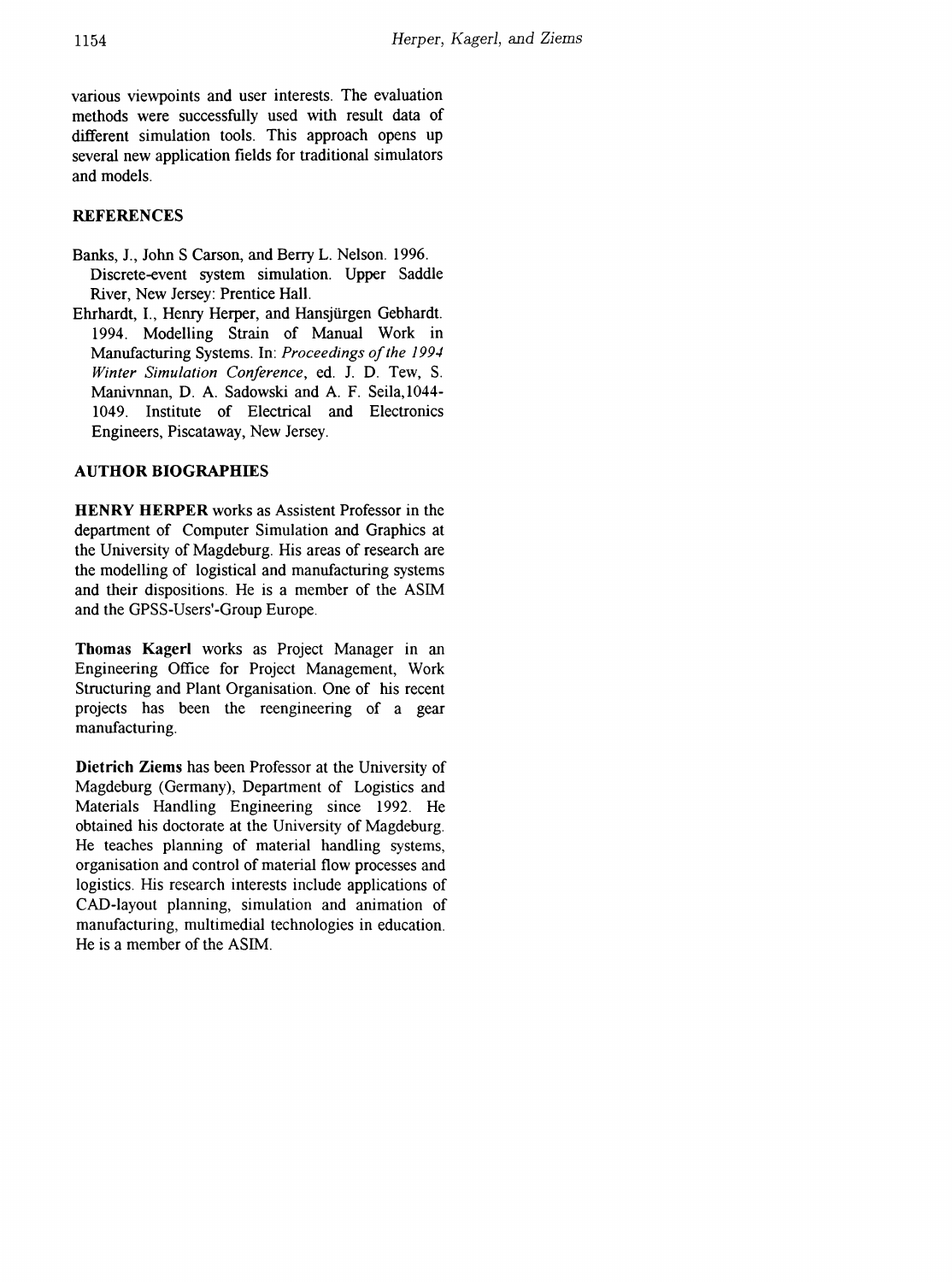various viewpoints and user interests. The evaluation methods were successfully used with result data of different simulation tools. This approach opens up several new application fields for traditional simulators and models.

## REFERENCES

Banks, J., John S Carson, and Berry L. Nelson. 1996. Discrete-event system simulation. Upper Saddle River, New Jersey: Prentice Hall.

Ehrhardt, I., Henry Herper, and Hansjürgen Gebhardt. 1994. Modelling Strain of Manual Work in Manufacturing Systems. In: *Proceedings of the 1994 Winter Simulation Conference*, ed. J. D. Tew, S. Manivnnan, D. A. Sadowski and A. F. Seila,1044-1049. Institute of Electrical and Electronics Engineers, Piscataway, New Jersey.

## AUTHOR BIOGRAPHIES

**HENRY HERPER** works as Assistent Professor in the department of Computer Simulation and Graphics at the University of Magdeburg. His areas of research are the modelling of logistical and manufacturing systems and their dispositions. He is a member of the ASIM and the GPSS-Users'-Group Europe.

**Thomas Kagerl** works as Project Manager in an Engineering Office for Project Management, Work Structuring and Plant Organisation. One of his recent projects has been the reengineering of a gear manufacturing.

**Dietrich Ziems** has been Professor at the University of Magdeburg (Germany), Department of Logistics and Materials Handling Engineering since 1992. He obtained his doctorate at the University of Magdeburg. He teaches planning of material handling systems, organisation and control of material flow processes and logistics. His research interests include applications of CAD-layout planning, simulation and animation of manufacturing, multimedial technologies in education. He is a member of the ASIM.